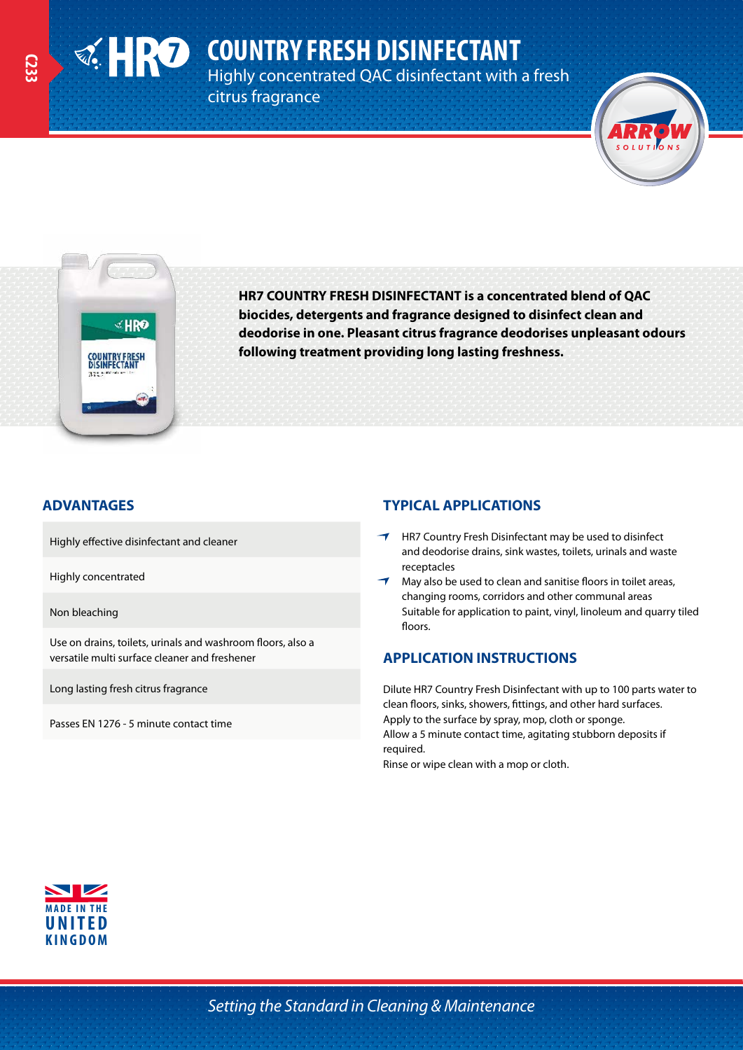# HR7 COUNTRY FRESH DISINFECTANT

Highly concentrated QAC disinfectant with a fresh citrus fragrance

**HR7 COUNTRY FRESH DISINFECTANT is a concentrated blend of QAC biocides, detergents and fragrance designed to disinfect clean and deodorise in one. Pleasant citrus fragrance deodorises unpleasant odours following treatment providing long lasting freshness.**

## ADVANTAGES

- Highly effective disinfectant and cleaner
- Highly concentrated
- Non bleaching
- Use on drains, toilets, urinals and washroom floors, also a versatile multi surface cleaner and freshener
- Long lasting fresh citrus fragrance
- Passes EN 1276 - 5 minute contact time

## TYPICAL APPLICATIONS

- HR7 Country Fresh Disinfectant may be used to disinfect and deodorise drains, sink wastes, toilets, urinals and waste receptacles
- May also be used to clean and sanitise floors in toilet areas, changing rooms, corridors and other communal areas Suitable for application to paint, vinyl, linoleum and quarry tiled floors.

## APPLICATION INSTRUCTIONS

Dilute HR7 Country Fresh Disinfectant with up to 100 parts water to clean floors, sinks, showers, fittings, and other hard surfaces.
Apply to the surface by spray, mop, cloth or sponge.
Allow a 5 minute contact time, agitating stubborn deposits if required.
Rinse or wipe clean with a mop or cloth.

MADE IN THE UNITED KINGDOM

*Setting the Standard in Cleaning & Maintenance*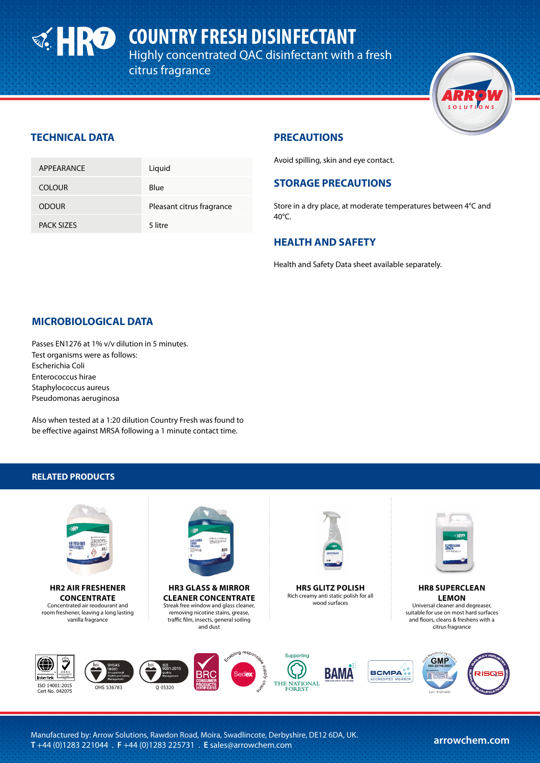# HR7 COUNTRY FRESH DISINFECTANT

Highly concentrated QAC disinfectant with a fresh citrus fragrance

## TECHNICAL DATA

| | |
|---|---|
| APPEARANCE | Liquid |
| COLOUR | Blue |
| ODOUR | Pleasant citrus fragrance |
| PACK SIZES | 5 litre |

## PRECAUTIONS

Avoid spilling, skin and eye contact.

## STORAGE PRECAUTIONS

Store in a dry place, at moderate temperatures between 4°C and 40°C.

## HEALTH AND SAFETY

Health and Safety Data sheet available separately.

## MICROBIOLOGICAL DATA

Passes EN1276 at 1% v/v dilution in 5 minutes.
Test organisms were as follows:
Escherichia Coli
Enterococcus hirae
Staphylococcus aureus
Pseudomonas aeruginosa

Also when tested at a 1:20 dilution Country Fresh was found to be effective against MRSA following a 1 minute contact time.

## RELATED PRODUCTS

**HR2 AIR FRESHENER CONCENTRATE**
Concentrated air reodourant and room freshener, leaving a long lasting vanilla fragrance

**HR3 GLASS & MIRROR CLEANER CONCENTRATE**
Streak free window and glass cleaner, removing nicotine stains, grease, traffic film, insects, general soiling and dust

**HR5 GLITZ POLISH**
Rich creamy anti static polish for all wood surfaces

**HR8 SUPERCLEAN LEMON**
Universal cleaner and degreaser, suitable for use on most hard surfaces and floors, cleans & freshens with a citrus fragrance

ISO 14001:2015 Cert No. 042075
OHS 536783
Q 05320

Manufactured by: Arrow Solutions, Rawdon Road, Moira, Swadlincote, Derbyshire, DE12 6DA, UK.
**T** +44 (0)1283 221044 . **F** +44 (0)1283 225731 . **E** sales@arrowchem.com

arrowchem.com